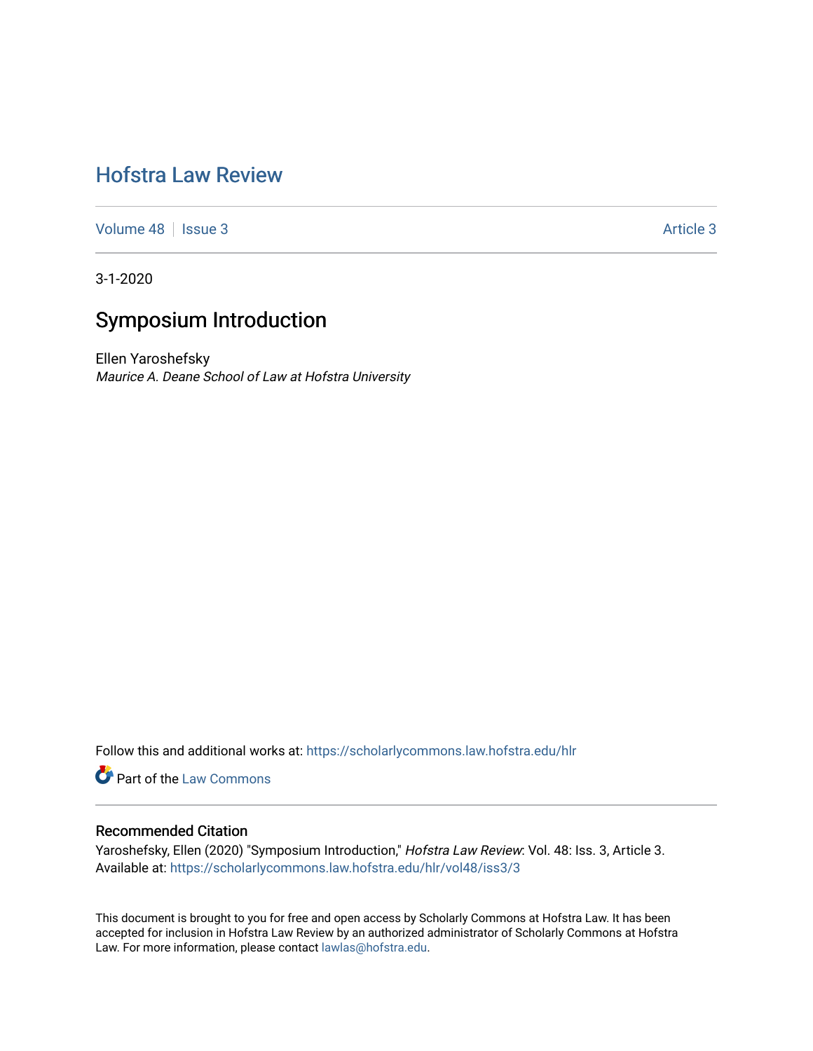# Hofstra Law Review

Volume 48 | Issue 3 | Article 3

3-1-2020

## Symposium Introduction

Ellen Yaroshefsky
*Maurice A. Deane School of Law at Hofstra University*

Follow this and additional works at: https://scholarlycommons.law.hofstra.edu/hlr

Part of the Law Commons

### Recommended Citation

Yaroshefsky, Ellen (2020) "Symposium Introduction," *Hofstra Law Review*: Vol. 48: Iss. 3, Article 3.
Available at: https://scholarlycommons.law.hofstra.edu/hlr/vol48/iss3/3

This document is brought to you for free and open access by Scholarly Commons at Hofstra Law. It has been accepted for inclusion in Hofstra Law Review by an authorized administrator of Scholarly Commons at Hofstra Law. For more information, please contact lawlas@hofstra.edu.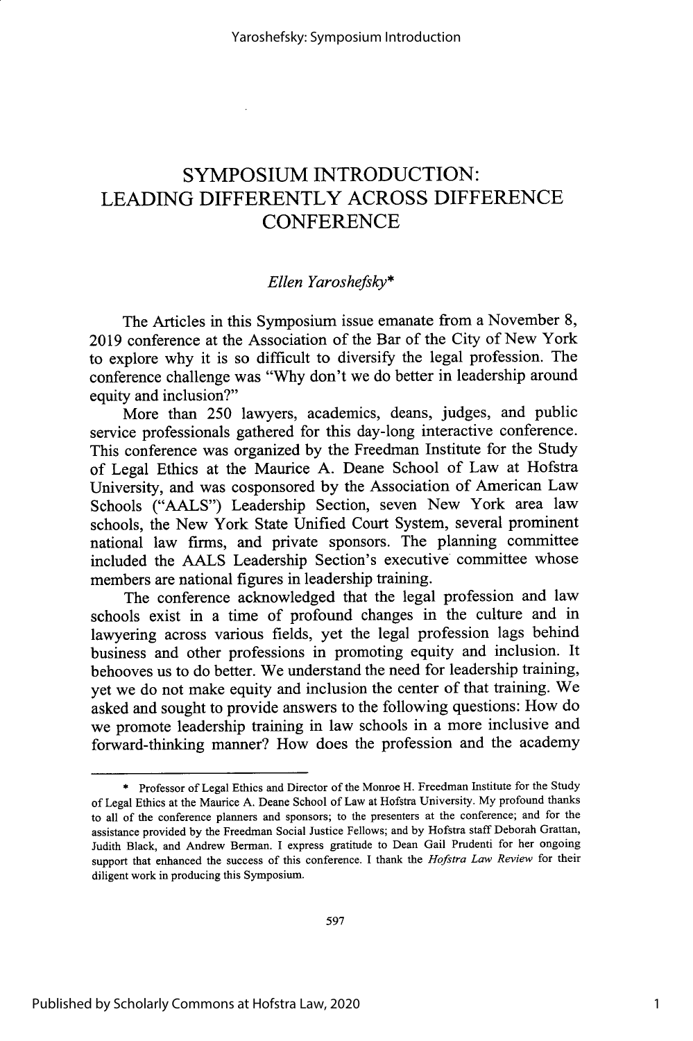# SYMPOSIUM INTRODUCTION: LEADING DIFFERENTLY ACROSS DIFFERENCE CONFERENCE

*Ellen Yaroshefsky**

The Articles in this Symposium issue emanate from a November 8, 2019 conference at the Association of the Bar of the City of New York to explore why it is so difficult to diversify the legal profession. The conference challenge was "Why don't we do better in leadership around equity and inclusion?"

More than 250 lawyers, academics, deans, judges, and public service professionals gathered for this day-long interactive conference. This conference was organized by the Freedman Institute for the Study of Legal Ethics at the Maurice A. Deane School of Law at Hofstra University, and was cosponsored by the Association of American Law Schools ("AALS") Leadership Section, seven New York area law schools, the New York State Unified Court System, several prominent national law firms, and private sponsors. The planning committee included the AALS Leadership Section's executive committee whose members are national figures in leadership training.

The conference acknowledged that the legal profession and law schools exist in a time of profound changes in the culture and in lawyering across various fields, yet the legal profession lags behind business and other professions in promoting equity and inclusion. It behooves us to do better. We understand the need for leadership training, yet we do not make equity and inclusion the center of that training. We asked and sought to provide answers to the following questions: How do we promote leadership training in law schools in a more inclusive and forward-thinking manner? How does the profession and the academy

---

\* Professor of Legal Ethics and Director of the Monroe H. Freedman Institute for the Study of Legal Ethics at the Maurice A. Deane School of Law at Hofstra University. My profound thanks to all of the conference planners and sponsors; to the presenters at the conference; and for the assistance provided by the Freedman Social Justice Fellows; and by Hofstra staff Deborah Grattan, Judith Black, and Andrew Berman. I express gratitude to Dean Gail Prudenti for her ongoing support that enhanced the success of this conference. I thank the *Hofstra Law Review* for their diligent work in producing this Symposium.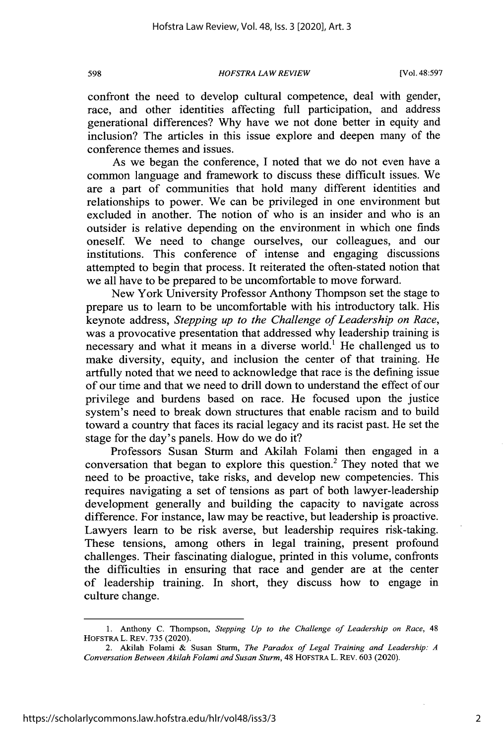confront the need to develop cultural competence, deal with gender, race, and other identities affecting full participation, and address generational differences? Why have we not done better in equity and inclusion? The articles in this issue explore and deepen many of the conference themes and issues.

As we began the conference, I noted that we do not even have a common language and framework to discuss these difficult issues. We are a part of communities that hold many different identities and relationships to power. We can be privileged in one environment but excluded in another. The notion of who is an insider and who is an outsider is relative depending on the environment in which one finds oneself. We need to change ourselves, our colleagues, and our institutions. This conference of intense and engaging discussions attempted to begin that process. It reiterated the often-stated notion that we all have to be prepared to be uncomfortable to move forward.

New York University Professor Anthony Thompson set the stage to prepare us to learn to be uncomfortable with his introductory talk. His keynote address, *Stepping up to the Challenge of Leadership on Race*, was a provocative presentation that addressed why leadership training is necessary and what it means in a diverse world.[1] He challenged us to make diversity, equity, and inclusion the center of that training. He artfully noted that we need to acknowledge that race is the defining issue of our time and that we need to drill down to understand the effect of our privilege and burdens based on race. He focused upon the justice system's need to break down structures that enable racism and to build toward a country that faces its racial legacy and its racist past. He set the stage for the day's panels. How do we do it?

Professors Susan Sturm and Akilah Folami then engaged in a conversation that began to explore this question.[2] They noted that we need to be proactive, take risks, and develop new competencies. This requires navigating a set of tensions as part of both lawyer-leadership development generally and building the capacity to navigate across difference. For instance, law may be reactive, but leadership is proactive. Lawyers learn to be risk averse, but leadership requires risk-taking. These tensions, among others in legal training, present profound challenges. Their fascinating dialogue, printed in this volume, confronts the difficulties in ensuring that race and gender are at the center of leadership training. In short, they discuss how to engage in culture change.

---

1. Anthony C. Thompson, *Stepping Up to the Challenge of Leadership on Race*, 48 HOFSTRA L. REV. 735 (2020).

2. Akilah Folami & Susan Sturm, *The Paradox of Legal Training and Leadership: A Conversation Between Akilah Folami and Susan Sturm*, 48 HOFSTRA L. REV. 603 (2020).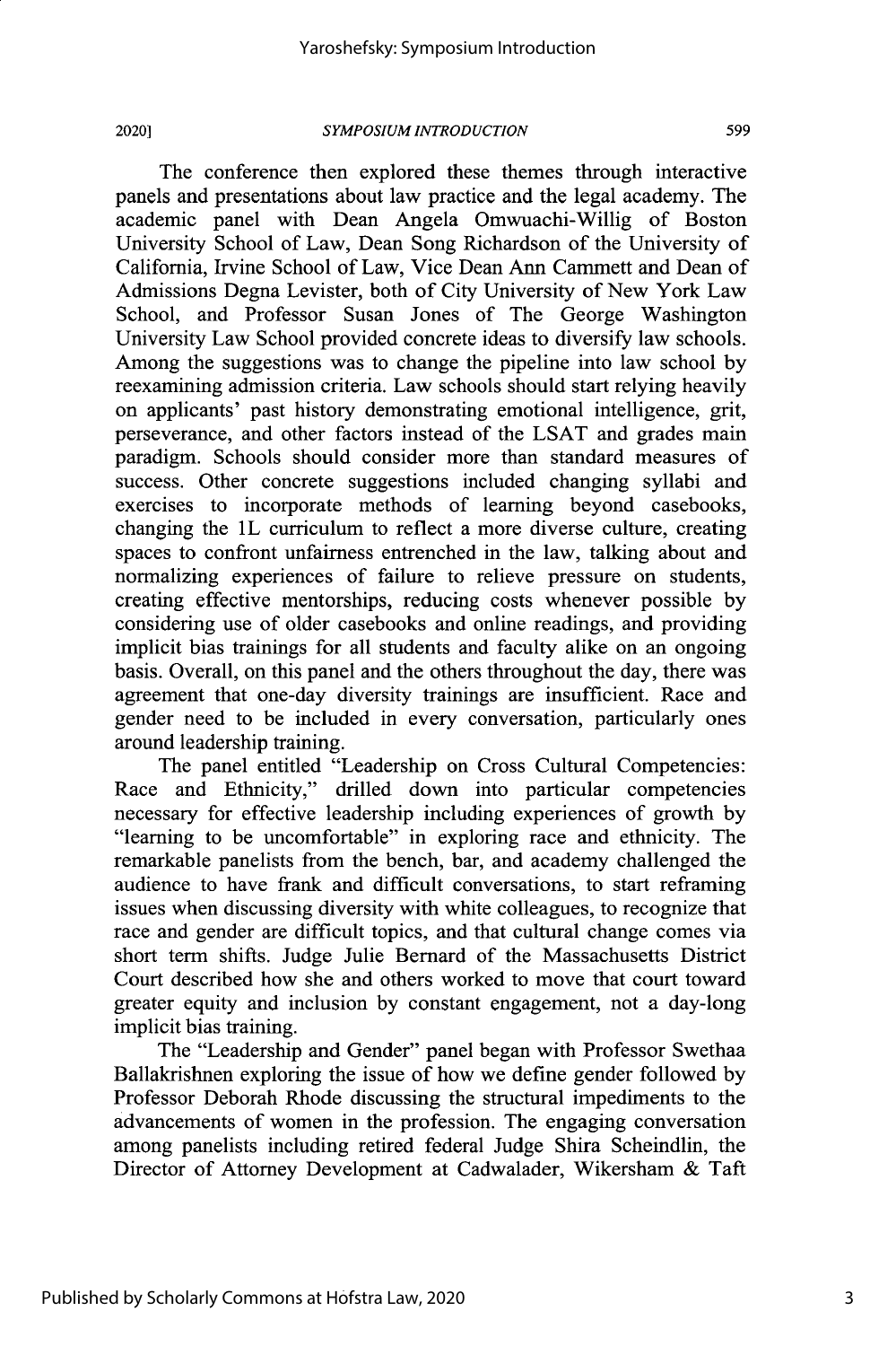The conference then explored these themes through interactive panels and presentations about law practice and the legal academy. The academic panel with Dean Angela Omwuachi-Willig of Boston University School of Law, Dean Song Richardson of the University of California, Irvine School of Law, Vice Dean Ann Cammett and Dean of Admissions Degna Levister, both of City University of New York Law School, and Professor Susan Jones of The George Washington University Law School provided concrete ideas to diversify law schools. Among the suggestions was to change the pipeline into law school by reexamining admission criteria. Law schools should start relying heavily on applicants' past history demonstrating emotional intelligence, grit, perseverance, and other factors instead of the LSAT and grades main paradigm. Schools should consider more than standard measures of success. Other concrete suggestions included changing syllabi and exercises to incorporate methods of learning beyond casebooks, changing the 1L curriculum to reflect a more diverse culture, creating spaces to confront unfairness entrenched in the law, talking about and normalizing experiences of failure to relieve pressure on students, creating effective mentorships, reducing costs whenever possible by considering use of older casebooks and online readings, and providing implicit bias trainings for all students and faculty alike on an ongoing basis. Overall, on this panel and the others throughout the day, there was agreement that one-day diversity trainings are insufficient. Race and gender need to be included in every conversation, particularly ones around leadership training.

The panel entitled "Leadership on Cross Cultural Competencies: Race and Ethnicity," drilled down into particular competencies necessary for effective leadership including experiences of growth by "learning to be uncomfortable" in exploring race and ethnicity. The remarkable panelists from the bench, bar, and academy challenged the audience to have frank and difficult conversations, to start reframing issues when discussing diversity with white colleagues, to recognize that race and gender are difficult topics, and that cultural change comes via short term shifts. Judge Julie Bernard of the Massachusetts District Court described how she and others worked to move that court toward greater equity and inclusion by constant engagement, not a day-long implicit bias training.

The "Leadership and Gender" panel began with Professor Swethaa Ballakrishnen exploring the issue of how we define gender followed by Professor Deborah Rhode discussing the structural impediments to the advancements of women in the profession. The engaging conversation among panelists including retired federal Judge Shira Scheindlin, the Director of Attorney Development at Cadwalader, Wikersham & Taft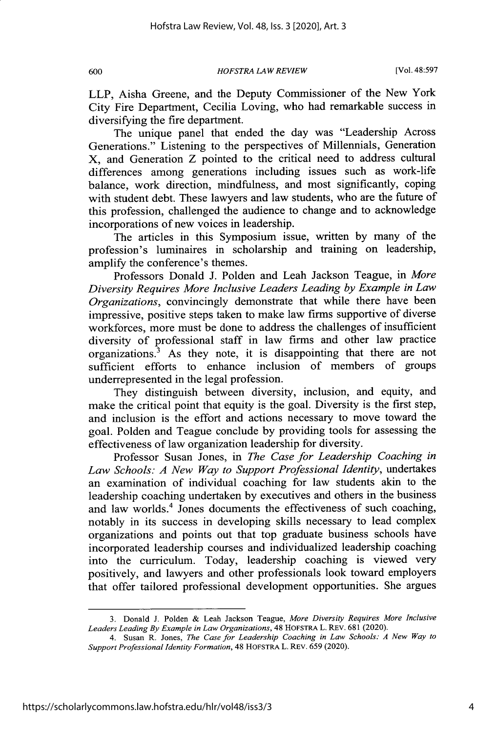LLP, Aisha Greene, and the Deputy Commissioner of the New York City Fire Department, Cecilia Loving, who had remarkable success in diversifying the fire department.

The unique panel that ended the day was "Leadership Across Generations." Listening to the perspectives of Millennials, Generation X, and Generation Z pointed to the critical need to address cultural differences among generations including issues such as work-life balance, work direction, mindfulness, and most significantly, coping with student debt. These lawyers and law students, who are the future of this profession, challenged the audience to change and to acknowledge incorporations of new voices in leadership.

The articles in this Symposium issue, written by many of the profession's luminaires in scholarship and training on leadership, amplify the conference's themes.

Professors Donald J. Polden and Leah Jackson Teague, in *More Diversity Requires More Inclusive Leaders Leading by Example in Law Organizations*, convincingly demonstrate that while there have been impressive, positive steps taken to make law firms supportive of diverse workforces, more must be done to address the challenges of insufficient diversity of professional staff in law firms and other law practice organizations.[3] As they note, it is disappointing that there are not sufficient efforts to enhance inclusion of members of groups underrepresented in the legal profession.

They distinguish between diversity, inclusion, and equity, and make the critical point that equity is the goal. Diversity is the first step, and inclusion is the effort and actions necessary to move toward the goal. Polden and Teague conclude by providing tools for assessing the effectiveness of law organization leadership for diversity.

Professor Susan Jones, in *The Case for Leadership Coaching in Law Schools: A New Way to Support Professional Identity*, undertakes an examination of individual coaching for law students akin to the leadership coaching undertaken by executives and others in the business and law worlds.[4] Jones documents the effectiveness of such coaching, notably in its success in developing skills necessary to lead complex organizations and points out that top graduate business schools have incorporated leadership courses and individualized leadership coaching into the curriculum. Today, leadership coaching is viewed very positively, and lawyers and other professionals look toward employers that offer tailored professional development opportunities. She argues

---

3. Donald J. Polden & Leah Jackson Teague, *More Diversity Requires More Inclusive Leaders Leading By Example in Law Organizations*, 48 HOFSTRA L. REV. 681 (2020).

4. Susan R. Jones, *The Case for Leadership Coaching in Law Schools: A New Way to Support Professional Identity Formation*, 48 HOFSTRA L. REV. 659 (2020).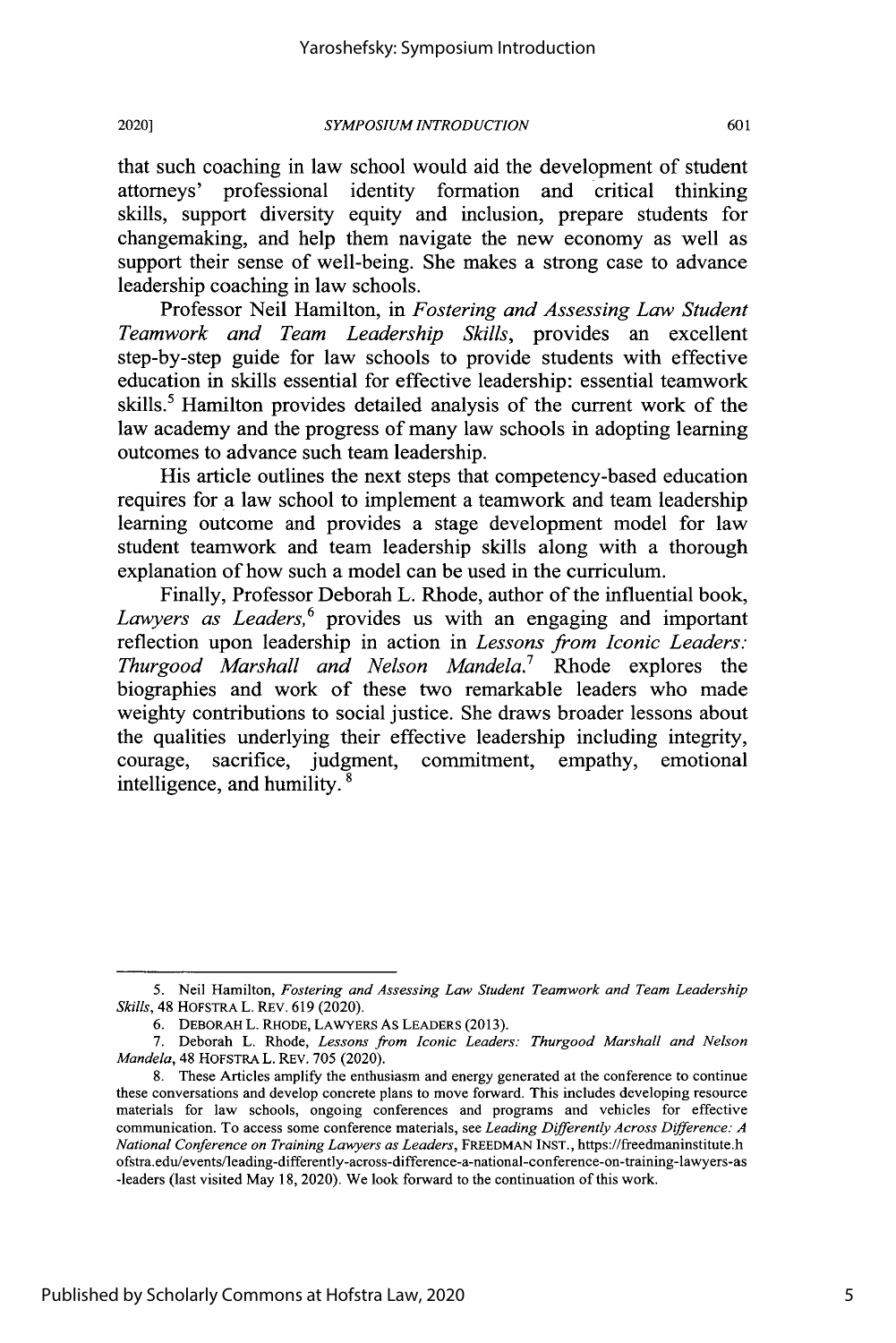that such coaching in law school would aid the development of student attorneys' professional identity formation and critical thinking skills, support diversity equity and inclusion, prepare students for changemaking, and help them navigate the new economy as well as support their sense of well-being. She makes a strong case to advance leadership coaching in law schools.

Professor Neil Hamilton, in *Fostering and Assessing Law Student Teamwork and Team Leadership Skills*, provides an excellent step-by-step guide for law schools to provide students with effective education in skills essential for effective leadership: essential teamwork skills.[5] Hamilton provides detailed analysis of the current work of the law academy and the progress of many law schools in adopting learning outcomes to advance such team leadership.

His article outlines the next steps that competency-based education requires for a law school to implement a teamwork and team leadership learning outcome and provides a stage development model for law student teamwork and team leadership skills along with a thorough explanation of how such a model can be used in the curriculum.

Finally, Professor Deborah L. Rhode, author of the influential book, *Lawyers as Leaders*,[6] provides us with an engaging and important reflection upon leadership in action in *Lessons from Iconic Leaders: Thurgood Marshall and Nelson Mandela*.[7] Rhode explores the biographies and work of these two remarkable leaders who made weighty contributions to social justice. She draws broader lessons about the qualities underlying their effective leadership including integrity, courage, sacrifice, judgment, commitment, empathy, emotional intelligence, and humility.[8]

---

5. Neil Hamilton, *Fostering and Assessing Law Student Teamwork and Team Leadership Skills*, 48 HOFSTRA L. REV. 619 (2020).

6. DEBORAH L. RHODE, LAWYERS AS LEADERS (2013).

7. Deborah L. Rhode, *Lessons from Iconic Leaders: Thurgood Marshall and Nelson Mandela*, 48 HOFSTRA L. REV. 705 (2020).

8. These Articles amplify the enthusiasm and energy generated at the conference to continue these conversations and develop concrete plans to move forward. This includes developing resource materials for law schools, ongoing conferences and programs and vehicles for effective communication. To access some conference materials, see *Leading Differently Across Difference: A National Conference on Training Lawyers as Leaders*, FREEDMAN INST., https://freedmaninstitute.hofstra.edu/events/leading-differently-across-difference-a-national-conference-on-training-lawyers-as-leaders (last visited May 18, 2020). We look forward to the continuation of this work.